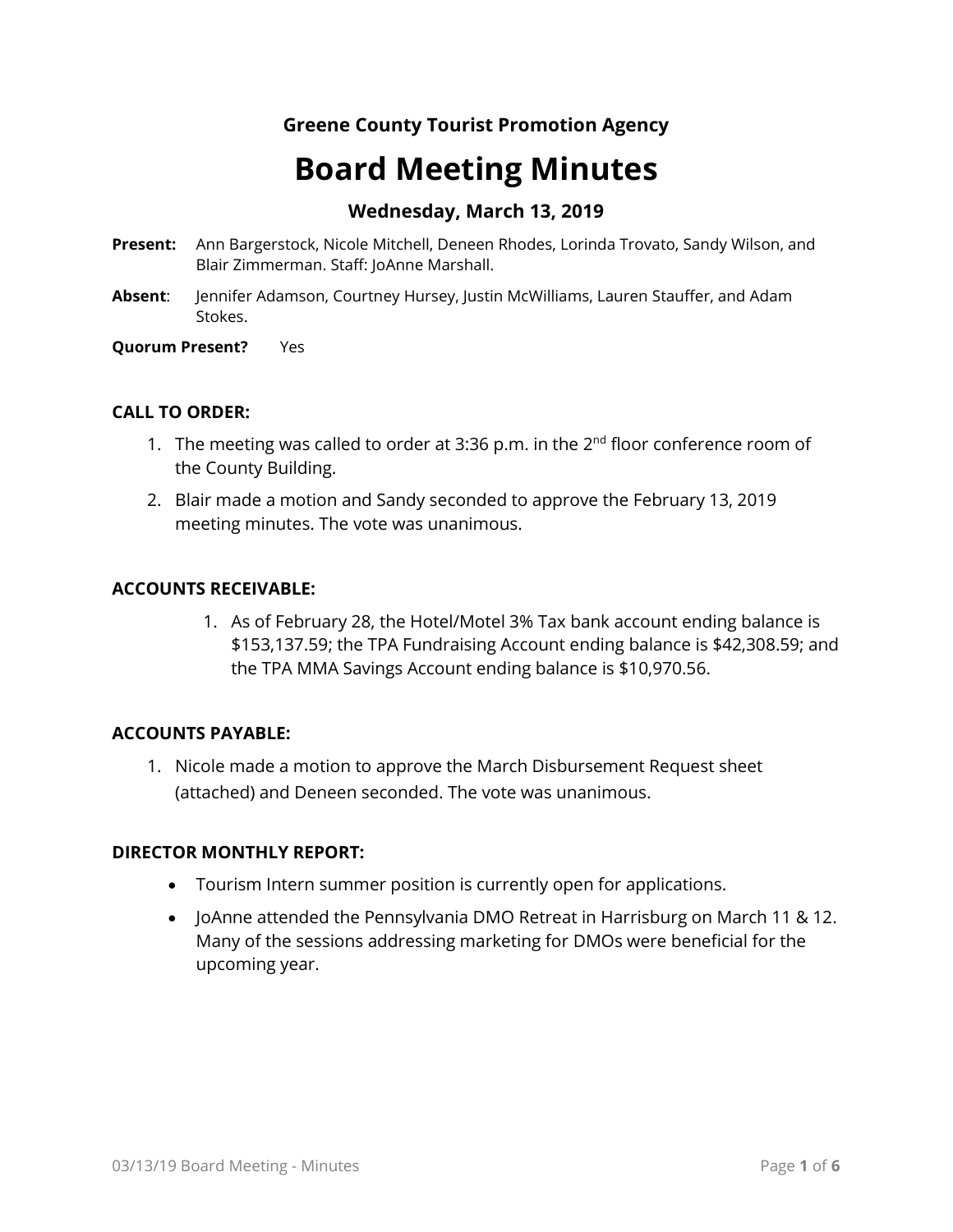**Greene County Tourist Promotion Agency**

# Board Meeting Minutes

### Wednesday, March 13, 2019

**Present:** Ann Bargerstock, Nicole Mitchell, Deneen Rhodes, Lorinda Trovato, Sandy Wilson, and Blair Zimmerman. Staff: JoAnne Marshall.

**Absent**: Jennifer Adamson, Courtney Hursey, Justin McWilliams, Lauren Stauffer, and Adam Stokes.

**Quorum Present?** Yes

**CALL TO ORDER:**

1. The meeting was called to order at 3:36 p.m. in the 2nd floor conference room of the County Building.
2. Blair made a motion and Sandy seconded to approve the February 13, 2019 meeting minutes. The vote was unanimous.

**ACCOUNTS RECEIVABLE:**

1. As of February 28, the Hotel/Motel 3% Tax bank account ending balance is $153,137.59; the TPA Fundraising Account ending balance is $42,308.59; and the TPA MMA Savings Account ending balance is $10,970.56.

**ACCOUNTS PAYABLE:**

1. Nicole made a motion to approve the March Disbursement Request sheet (attached) and Deneen seconded. The vote was unanimous.

**DIRECTOR MONTHLY REPORT:**

- Tourism Intern summer position is currently open for applications.
- JoAnne attended the Pennsylvania DMO Retreat in Harrisburg on March 11 & 12. Many of the sessions addressing marketing for DMOs were beneficial for the upcoming year.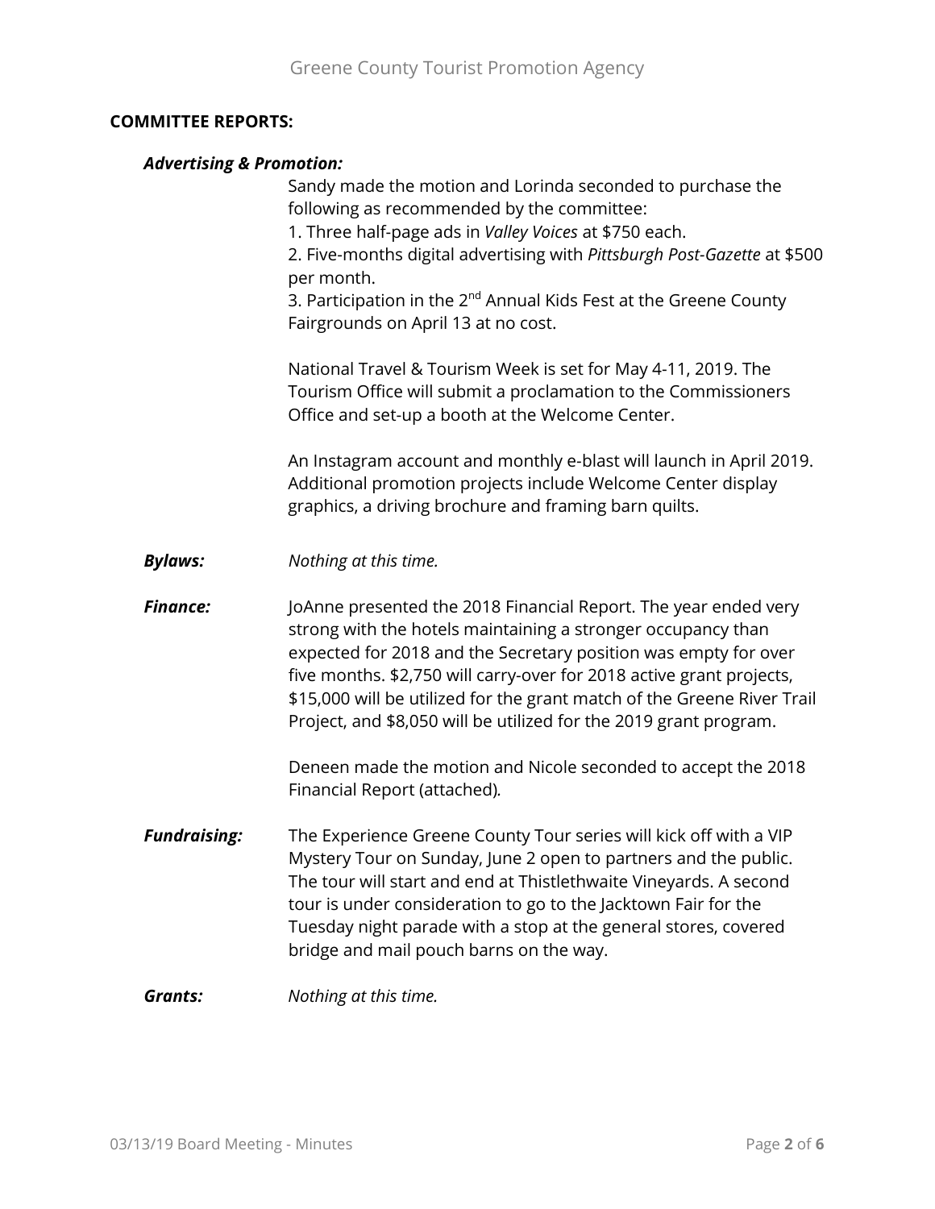**COMMITTEE REPORTS:**

***Advertising & Promotion:***

Sandy made the motion and Lorinda seconded to purchase the following as recommended by the committee:

1. Three half-page ads in *Valley Voices* at $750 each.
2. Five-months digital advertising with *Pittsburgh Post-Gazette* at $500 per month.
3. Participation in the 2nd Annual Kids Fest at the Greene County Fairgrounds on April 13 at no cost.

National Travel & Tourism Week is set for May 4-11, 2019. The Tourism Office will submit a proclamation to the Commissioners Office and set-up a booth at the Welcome Center.

An Instagram account and monthly e-blast will launch in April 2019. Additional promotion projects include Welcome Center display graphics, a driving brochure and framing barn quilts.

***Bylaws:*** *Nothing at this time.*

***Finance:*** JoAnne presented the 2018 Financial Report. The year ended very strong with the hotels maintaining a stronger occupancy than expected for 2018 and the Secretary position was empty for over five months. $2,750 will carry-over for 2018 active grant projects, $15,000 will be utilized for the grant match of the Greene River Trail Project, and $8,050 will be utilized for the 2019 grant program.

Deneen made the motion and Nicole seconded to accept the 2018 Financial Report (attached).

***Fundraising:*** The Experience Greene County Tour series will kick off with a VIP Mystery Tour on Sunday, June 2 open to partners and the public. The tour will start and end at Thistlethwaite Vineyards. A second tour is under consideration to go to the Jacktown Fair for the Tuesday night parade with a stop at the general stores, covered bridge and mail pouch barns on the way.

***Grants:*** *Nothing at this time.*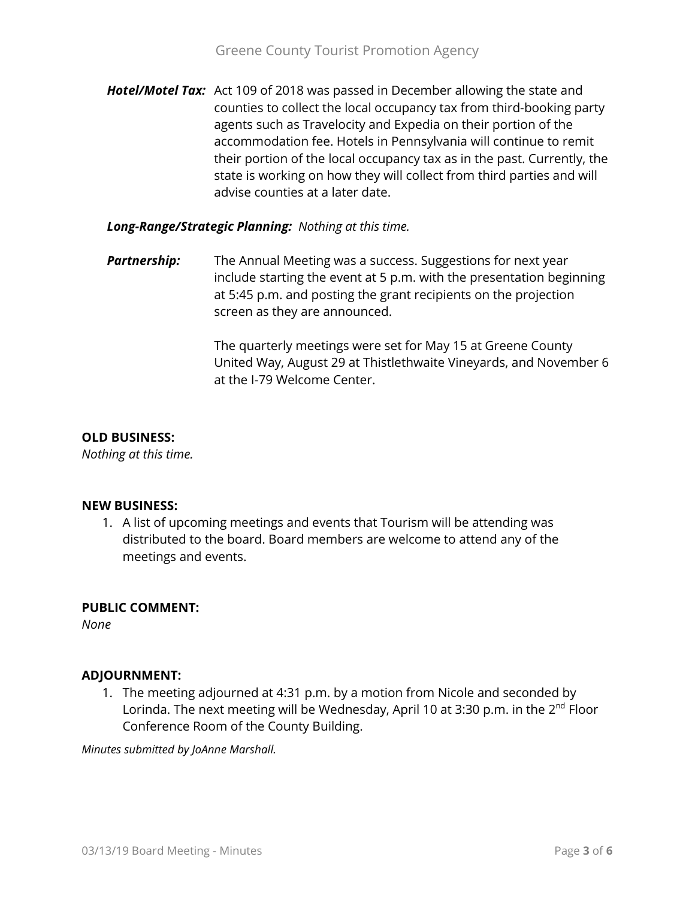***Hotel/Motel Tax:*** Act 109 of 2018 was passed in December allowing the state and counties to collect the local occupancy tax from third-booking party agents such as Travelocity and Expedia on their portion of the accommodation fee. Hotels in Pennsylvania will continue to remit their portion of the local occupancy tax as in the past. Currently, the state is working on how they will collect from third parties and will advise counties at a later date.

***Long-Range/Strategic Planning:*** *Nothing at this time.*

***Partnership:*** The Annual Meeting was a success. Suggestions for next year include starting the event at 5 p.m. with the presentation beginning at 5:45 p.m. and posting the grant recipients on the projection screen as they are announced.

The quarterly meetings were set for May 15 at Greene County United Way, August 29 at Thistlethwaite Vineyards, and November 6 at the I-79 Welcome Center.

**OLD BUSINESS:**

*Nothing at this time.*

**NEW BUSINESS:**

1. A list of upcoming meetings and events that Tourism will be attending was distributed to the board. Board members are welcome to attend any of the meetings and events.

**PUBLIC COMMENT:**

*None*

**ADJOURNMENT:**

1. The meeting adjourned at 4:31 p.m. by a motion from Nicole and seconded by Lorinda. The next meeting will be Wednesday, April 10 at 3:30 p.m. in the 2nd Floor Conference Room of the County Building.

*Minutes submitted by JoAnne Marshall.*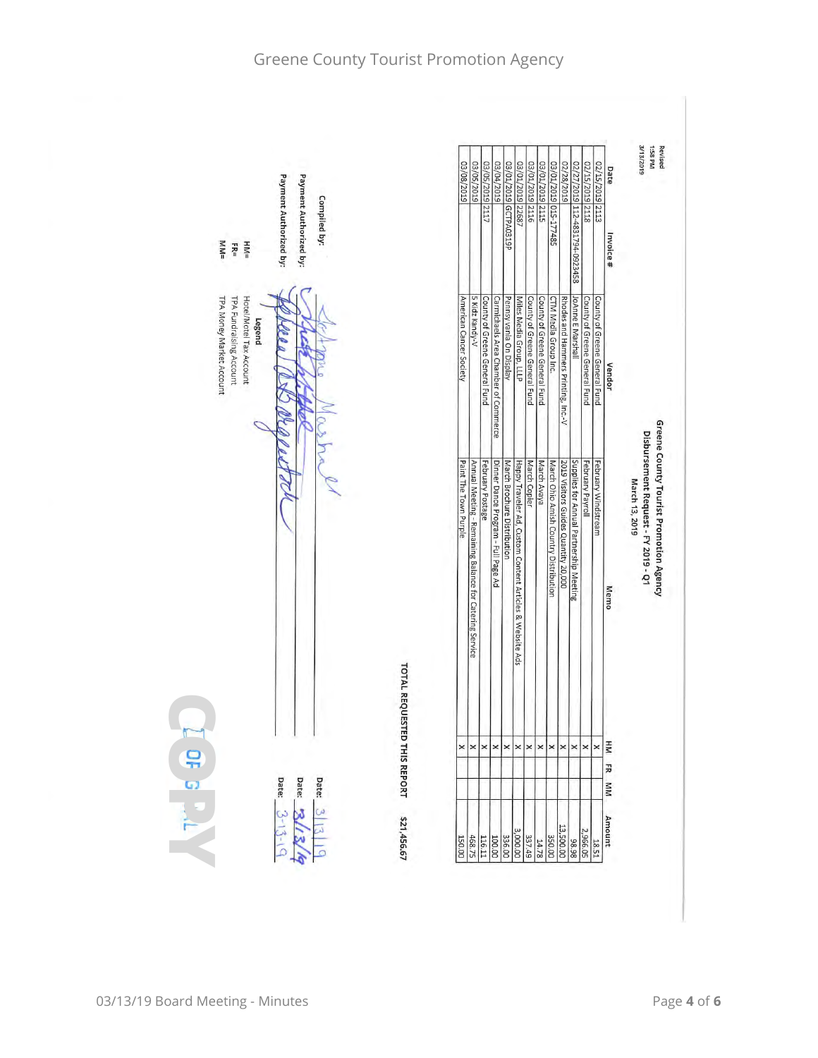Revised
1:58 PM
3/13/2019

# Greene County Tourist Promotion Agency

## Disbursement Request - FY 2019 - Q1

March 13, 2019

| Date | Invoice # | Vendor | Memo | HM | FR | MM | Amount |
|---|---|---|---|---|---|---|---|
| 02/15/2019 | 2113 | County of Greene General Fund | February Windstream | x | | | 18.51 |
| 02/15/2019 | 2118 | County of Greene General Fund | February Payroll | x | | | 2,966.05 |
| 02/27/2019 | 112-4831794-0923458 | JoAnne E Marshall | Supplies for Annual Partnership Meeting | x | | | 98.98 |
| 02/28/2019 | | Rhodes and Hammers Printing, Inc-V | 2019 Visitors Guides Quantity 20,000 | x | | | 13,500.00 |
| 03/01/2019 | 015-177485 | CTM Media Group Inc. | March Ohio Amish Country Distribution | x | | | 350.00 |
| 03/01/2019 | 2115 | County of Greene General Fund | March Avaya | x | | | 14.78 |
| 03/01/2019 | 2116 | County of Greene General Fund | March Copier | x | | | 337.49 |
| 03/01/2019 | 22687 | Miles Media Group, LLLP | Happy Traveler Ad, Custom Content Articles & Website Ads | x | | | 3,000.00 |
| 03/01/2019 | GCTPA0319P | Pennsylvania On Display | March Brochure Distribution | x | | | 336.00 |
| 03/04/2019 | | Carmichaels Area Chamber of Commerce | Dinner Dance Program - Full Page Ad | x | | | 100.00 |
| 03/05/2019 | 2117 | County of Greene General Fund | February Postage | x | | | 116.11 |
| 03/05/2019 | | 5 Kidz Kandy-V | Annual Meeting - Remaining Balance for Catering Service | x | | | 468.75 |
| 03/08/2019 | | American Cancer Society | Paint The Town Purple | x | | | 150.00 |
| | | | **TOTAL REQUESTED THIS REPORT** | | | | **$21,456.67** |

Compiled by: JoAnne Marshall Date: 3/13/19

Payment Authorized by: [signature] Date: 3/13/19

Payment Authorized by: [signature] Date: 3-13-19

**Legend**

HM= Hotel/Motel Tax Account

FR= TPA Fundraising Account

MM= TPA Money Market Account

COPY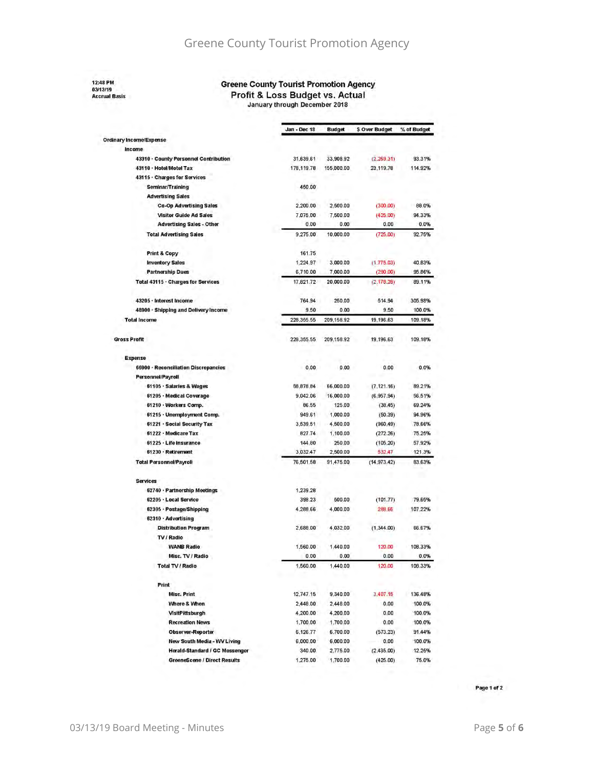12:48 PM
03/13/19
Accrual Basis

# Greene County Tourist Promotion Agency

## Profit & Loss Budget vs. Actual

January through December 2018

| | Jan - Dec 18 | Budget | $ Over Budget | % of Budget |
|---|---|---|---|---|
| **Ordinary Income/Expense** | | | | |
| **Income** | | | | |
| 43310 · County Personnel Contribution | 31,639.61 | 33,908.92 | (2,269.31) | 93.31% |
| 43110 · Hotel/Motel Tax | 178,119.78 | 155,000.00 | 23,119.78 | 114.92% |
| 43115 · Charges for Services | | | | |
| Seminar/Training | 450.00 | | | |
| Advertising Sales | | | | |
| Co-Op Advertising Sales | 2,200.00 | 2,500.00 | (300.00) | 88.0% |
| Visitor Guide Ad Sales | 7,075.00 | 7,500.00 | (425.00) | 94.33% |
| Advertising Sales - Other | 0.00 | 0.00 | 0.00 | 0.0% |
| Total Advertising Sales | 9,275.00 | 10,000.00 | (725.00) | 92.75% |
| Print & Copy | 161.75 | | | |
| Inventory Sales | 1,224.97 | 3,000.00 | (1,775.03) | 40.83% |
| Partnership Dues | 6,710.00 | 7,000.00 | (290.00) | 95.86% |
| Total 43115 · Charges for Services | 17,821.72 | 20,000.00 | (2,178.28) | 89.11% |
| 43205 · Interest Income | 764.94 | 250.00 | 514.94 | 305.98% |
| 48900 · Shipping and Delivery Income | 9.50 | 0.00 | 9.50 | 100.0% |
| **Total Income** | 228,355.55 | 209,158.92 | 19,196.63 | 109.18% |
| **Gross Profit** | 228,355.55 | 209,158.92 | 19,196.63 | 109.18% |
| **Expense** | | | | |
| 66900 · Reconciliation Discrepancies | 0.00 | 0.00 | 0.00 | 0.0% |
| Personnel/Payroll | | | | |
| 61105 · Salaries & Wages | 58,878.84 | 66,000.00 | (7,121.16) | 89.21% |
| 61205 · Medical Coverage | 9,042.06 | 16,000.00 | (6,957.94) | 56.51% |
| 61210 · Workers Comp. | 86.55 | 125.00 | (38.45) | 69.24% |
| 61215 · Unemployment Comp. | 949.61 | 1,000.00 | (50.39) | 94.96% |
| 61221 · Social Security Tax | 3,539.51 | 4,500.00 | (960.49) | 78.66% |
| 61222 · Medicare Tax | 827.74 | 1,100.00 | (272.26) | 75.25% |
| 61225 · Life Insurance | 144.80 | 250.00 | (105.20) | 57.92% |
| 61230 · Retirement | 3,032.47 | 2,500.00 | 532.47 | 121.3% |
| Total Personnel/Payroll | 76,501.58 | 91,475.00 | (14,973.42) | 83.63% |
| Services | | | | |
| 62740 · Partnership Meetings | 1,239.28 | | | |
| 62205 · Local Service | 398.23 | 500.00 | (101.77) | 79.65% |
| 62305 · Postage/Shipping | 4,288.66 | 4,000.00 | 288.66 | 107.22% |
| 62310 · Advertising | | | | |
| Distribution Program | 2,688.00 | 4,032.00 | (1,344.00) | 66.67% |
| TV / Radio | | | | |
| WANB Radio | 1,560.00 | 1,440.00 | 120.00 | 108.33% |
| Misc. TV / Radio | 0.00 | 0.00 | 0.00 | 0.0% |
| Total TV / Radio | 1,560.00 | 1,440.00 | 120.00 | 108.33% |
| Print | | | | |
| Misc. Print | 12,747.15 | 9,340.00 | 3,407.15 | 136.48% |
| Where & When | 2,448.00 | 2,448.00 | 0.00 | 100.0% |
| VisitPittsburgh | 4,200.00 | 4,200.00 | 0.00 | 100.0% |
| Recreation News | 1,700.00 | 1,700.00 | 0.00 | 100.0% |
| Observer-Reporter | 6,126.77 | 6,700.00 | (573.23) | 91.44% |
| New South Media - WV Living | 6,000.00 | 6,000.00 | 0.00 | 100.0% |
| Herald-Standard / GC Messenger | 340.00 | 2,775.00 | (2,435.00) | 12.25% |
| GreeneScene / Direct Results | 1,275.00 | 1,700.00 | (425.00) | 75.0% |

Page 1 of 2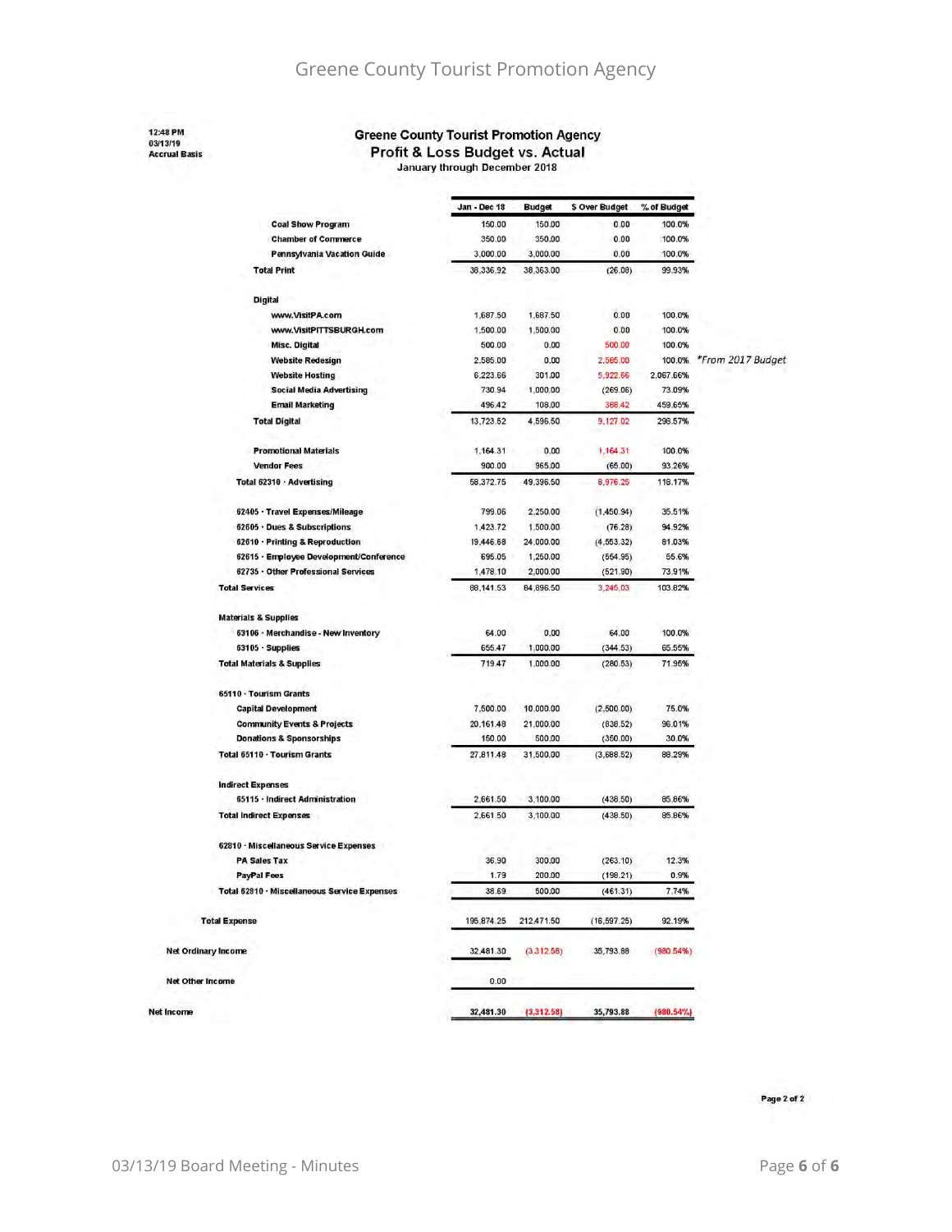12:48 PM
03/13/19
Accrual Basis

## Greene County Tourist Promotion Agency
## Profit & Loss Budget vs. Actual
January through December 2018

| | Jan - Dec 18 | Budget | $ Over Budget | % of Budget | |
|---|---|---|---|---|---|
| Coal Show Program | 150.00 | 150.00 | 0.00 | 100.0% | |
| Chamber of Commerce | 350.00 | 350.00 | 0.00 | 100.0% | |
| Pennsylvania Vacation Guide | 3,000.00 | 3,000.00 | 0.00 | 100.0% | |
| Total Print | 38,336.92 | 38,363.00 | (26.08) | 99.93% | |
| Digital | | | | | |
| www.VisitPA.com | 1,687.50 | 1,687.50 | 0.00 | 100.0% | |
| www.VisitPITTSBURGH.com | 1,500.00 | 1,500.00 | 0.00 | 100.0% | |
| Misc. Digital | 500.00 | 0.00 | 500.00 | 100.0% | |
| Website Redesign | 2,585.00 | 0.00 | 2,585.00 | 100.0% | *From 2017 Budget |
| Website Hosting | 6,223.66 | 301.00 | 5,922.66 | 2,067.66% | |
| Social Media Advertising | 730.94 | 1,000.00 | (269.06) | 73.09% | |
| Email Marketing | 496.42 | 108.00 | 388.42 | 459.65% | |
| Total Digital | 13,723.52 | 4,596.50 | 9,127.02 | 298.57% | |
| Promotional Materials | 1,164.31 | 0.00 | 1,164.31 | 100.0% | |
| Vendor Fees | 900.00 | 965.00 | (65.00) | 93.26% | |
| Total 62310 · Advertising | 58,372.75 | 49,396.50 | 8,976.25 | 118.17% | |
| 62405 · Travel Expenses/Mileage | 799.06 | 2,250.00 | (1,450.94) | 35.51% | |
| 62605 · Dues & Subscriptions | 1,423.72 | 1,500.00 | (76.28) | 94.92% | |
| 62610 · Printing & Reproduction | 19,446.68 | 24,000.00 | (4,553.32) | 81.03% | |
| 62615 · Employee Development/Conference | 695.05 | 1,250.00 | (554.95) | 55.6% | |
| 62735 · Other Professional Services | 1,478.10 | 2,000.00 | (521.90) | 73.91% | |
| Total Services | 88,141.53 | 84,896.50 | 3,245.03 | 103.82% | |
| Materials & Supplies | | | | | |
| 63106 · Merchandise - New Inventory | 64.00 | 0.00 | 64.00 | 100.0% | |
| 63105 · Supplies | 655.47 | 1,000.00 | (344.53) | 65.55% | |
| Total Materials & Supplies | 719.47 | 1,000.00 | (280.53) | 71.95% | |
| 65110 · Tourism Grants | | | | | |
| Capital Development | 7,500.00 | 10,000.00 | (2,500.00) | 75.0% | |
| Community Events & Projects | 20,161.48 | 21,000.00 | (838.52) | 96.01% | |
| Donations & Sponsorships | 150.00 | 500.00 | (350.00) | 30.0% | |
| Total 65110 · Tourism Grants | 27,811.48 | 31,500.00 | (3,688.52) | 88.29% | |
| Indirect Expenses | | | | | |
| 65115 · Indirect Administration | 2,661.50 | 3,100.00 | (438.50) | 85.86% | |
| Total Indirect Expenses | 2,661.50 | 3,100.00 | (438.50) | 85.86% | |
| 62810 · Miscellaneous Service Expenses | | | | | |
| PA Sales Tax | 36.90 | 300.00 | (263.10) | 12.3% | |
| PayPal Fees | 1.79 | 200.00 | (198.21) | 0.9% | |
| Total 62810 · Miscellaneous Service Expenses | 38.69 | 500.00 | (461.31) | 7.74% | |
| Total Expense | 195,874.25 | 212,471.50 | (16,597.25) | 92.19% | |
| Net Ordinary Income | 32,481.30 | (3,312.58) | 35,793.88 | (980.54%) | |
| Net Other Income | 0.00 | | | | |
| Net Income | 32,481.30 | (3,312.58) | 35,793.88 | (980.54%) | |

Page 2 of 2